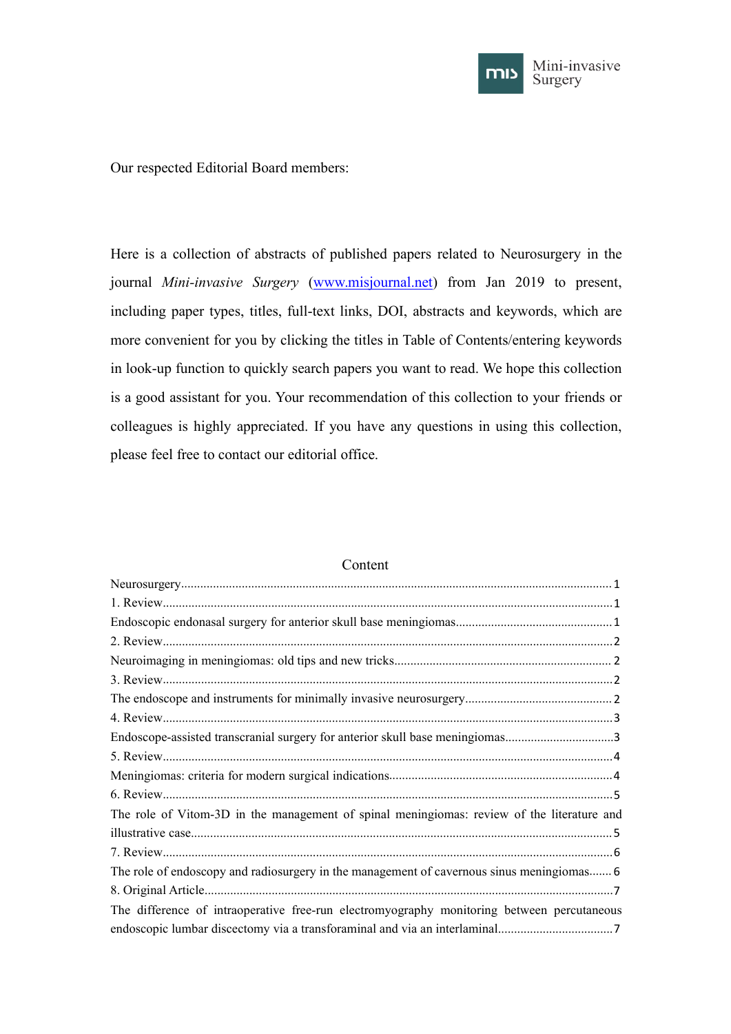Our respected Editorial Board members:

Here is a collection of abstracts of published papers related to Neurosurgery in the journal *Mini-invasive Surgery* ([www.misjournal.net](www.misjournal.net)) from Jan 2019 to present, including paper types, titles, full-text links, DOI, abstracts and keywords, which are more convenient for you by clicking the titles in Table of Contents/entering keywords in look-up function to quickly search papers you want to read. We hope this collection is a good assistant for you. Your recommendation of this collection to your friends or colleagues is highly appreciated. If you have any questions in using this collection, please feel free to contact our editorial office.

## Content

Neurosurgery....................................................................................................................... 1
1. Review.............................................................................................................................. 1
Endoscopic endonasal surgery for anterior skull base meningiomas................................................ 1
2. Review.............................................................................................................................. 2
Neuroimaging in meningiomas: old tips and new tricks................................................................... 2
3. Review.............................................................................................................................. 2
The endoscope and instruments for minimally invasive neurosurgery............................................. 2
4. Review.............................................................................................................................. 3
Endoscope-assisted transcranial surgery for anterior skull base meningiomas.................................. 3
5. Review.............................................................................................................................. 4
Meningiomas: criteria for modern surgical indications..................................................................... 4
6. Review.............................................................................................................................. 5
The role of Vitom-3D in the management of spinal meningiomas: review of the literature and illustrative case.................................................................................................................................. 5
7. Review.............................................................................................................................. 6
The role of endoscopy and radiosurgery in the management of cavernous sinus meningiomas....... 6
8. Original Article................................................................................................................. 7
The difference of intraoperative free-run electromyography monitoring between percutaneous endoscopic lumbar discectomy via a transforaminal and via an interlaminal................................... 7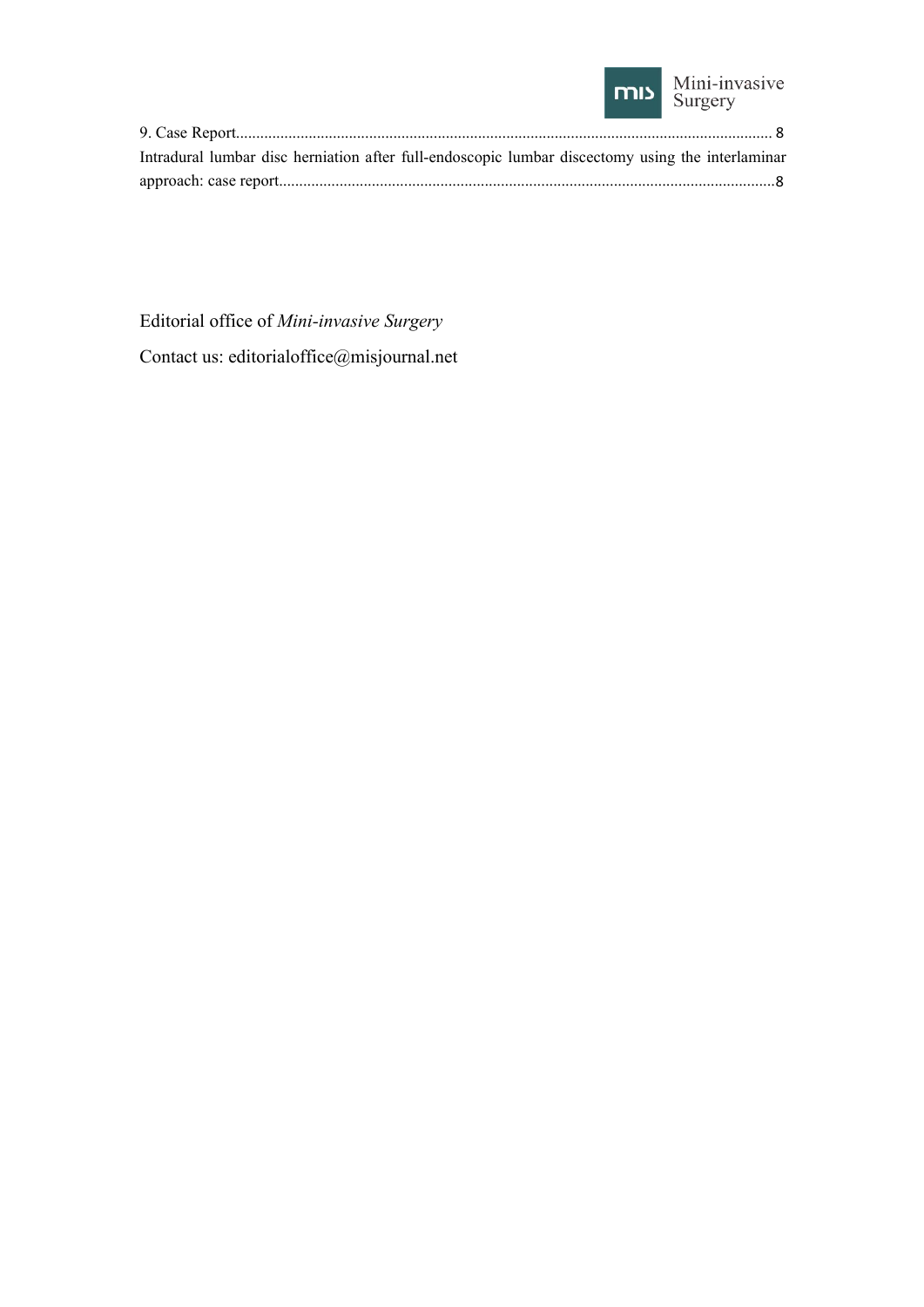9. Case Report........................................................................................................................................ 8

Intradural lumbar disc herniation after full-endoscopic lumbar discectomy using the interlaminar approach: case report.......................................................................................................................8

Editorial office of *Mini-invasive Surgery*

Contact us: editorialoffice@misjournal.net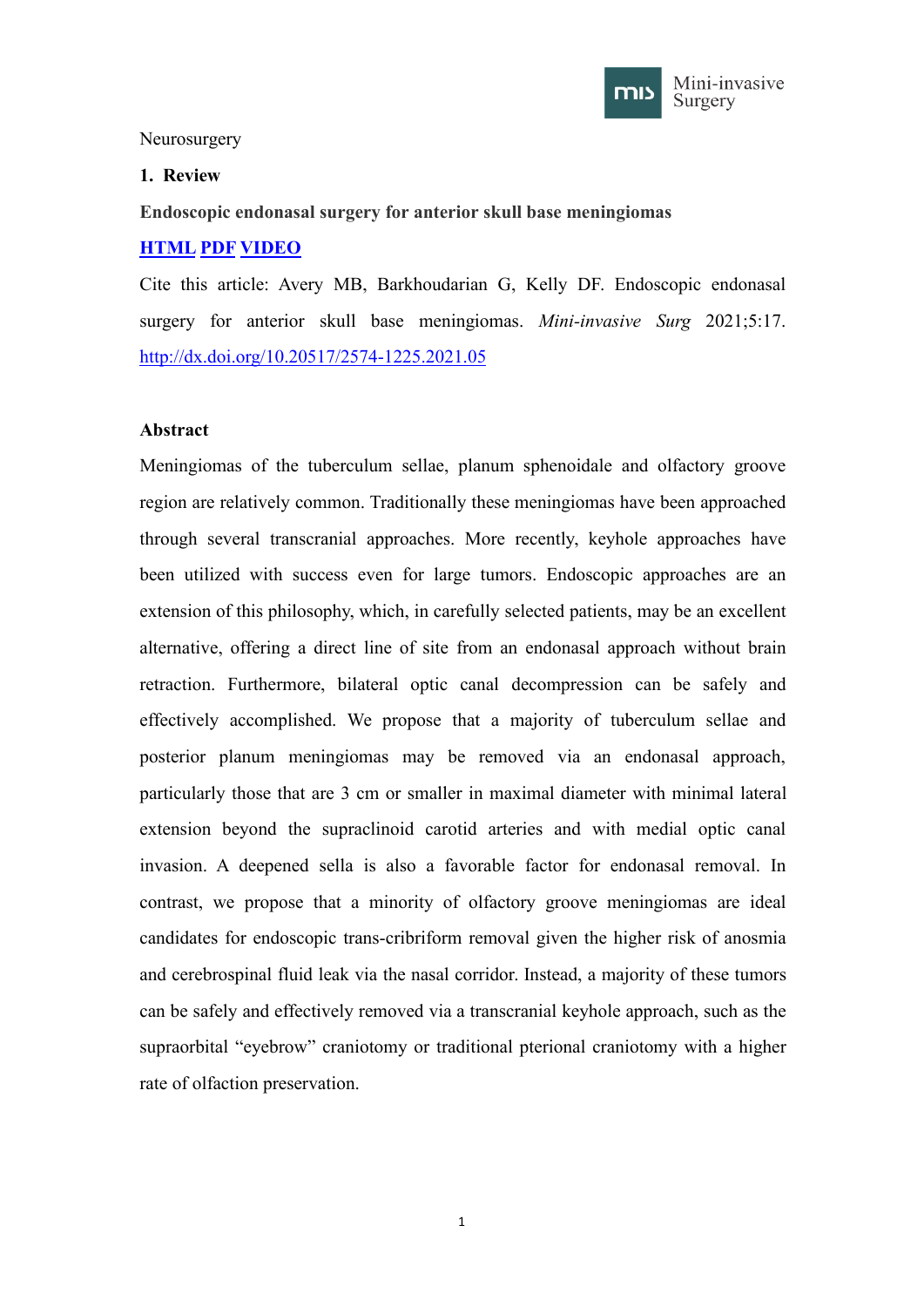Neurosurgery

**1. Review**

**Endoscopic endonasal surgery for anterior skull base meningiomas**

**HTML** **PDF** **VIDEO**

Cite this article: Avery MB, Barkhoudarian G, Kelly DF. Endoscopic endonasal surgery for anterior skull base meningiomas. *Mini-invasive Surg* 2021;5:17. http://dx.doi.org/10.20517/2574-1225.2021.05

**Abstract**

Meningiomas of the tuberculum sellae, planum sphenoidale and olfactory groove region are relatively common. Traditionally these meningiomas have been approached through several transcranial approaches. More recently, keyhole approaches have been utilized with success even for large tumors. Endoscopic approaches are an extension of this philosophy, which, in carefully selected patients, may be an excellent alternative, offering a direct line of site from an endonasal approach without brain retraction. Furthermore, bilateral optic canal decompression can be safely and effectively accomplished. We propose that a majority of tuberculum sellae and posterior planum meningiomas may be removed via an endonasal approach, particularly those that are 3 cm or smaller in maximal diameter with minimal lateral extension beyond the supraclinoid carotid arteries and with medial optic canal invasion. A deepened sella is also a favorable factor for endonasal removal. In contrast, we propose that a minority of olfactory groove meningiomas are ideal candidates for endoscopic trans-cribriform removal given the higher risk of anosmia and cerebrospinal fluid leak via the nasal corridor. Instead, a majority of these tumors can be safely and effectively removed via a transcranial keyhole approach, such as the supraorbital "eyebrow" craniotomy or traditional pterional craniotomy with a higher rate of olfaction preservation.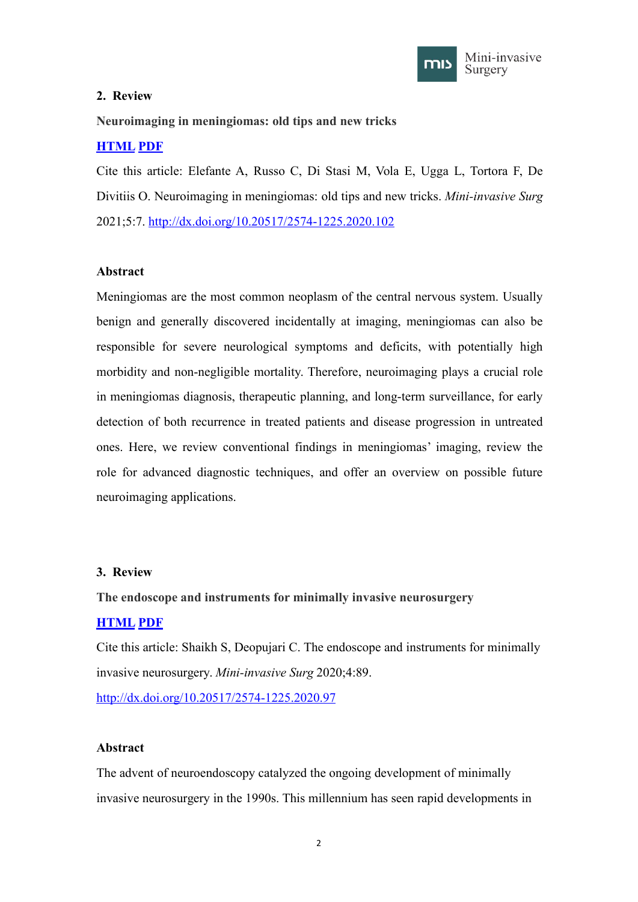**2. Review**

**Neuroimaging in meningiomas: old tips and new tricks**

**HTML** **PDF**

Cite this article: Elefante A, Russo C, Di Stasi M, Vola E, Ugga L, Tortora F, De Divitiis O. Neuroimaging in meningiomas: old tips and new tricks. *Mini-invasive Surg* 2021;5:7. http://dx.doi.org/10.20517/2574-1225.2020.102

**Abstract**

Meningiomas are the most common neoplasm of the central nervous system. Usually benign and generally discovered incidentally at imaging, meningiomas can also be responsible for severe neurological symptoms and deficits, with potentially high morbidity and non-negligible mortality. Therefore, neuroimaging plays a crucial role in meningiomas diagnosis, therapeutic planning, and long-term surveillance, for early detection of both recurrence in treated patients and disease progression in untreated ones. Here, we review conventional findings in meningiomas' imaging, review the role for advanced diagnostic techniques, and offer an overview on possible future neuroimaging applications.

**3. Review**

**The endoscope and instruments for minimally invasive neurosurgery**

**HTML** **PDF**

Cite this article: Shaikh S, Deopujari C. The endoscope and instruments for minimally invasive neurosurgery. *Mini-invasive Surg* 2020;4:89. http://dx.doi.org/10.20517/2574-1225.2020.97

**Abstract**

The advent of neuroendoscopy catalyzed the ongoing development of minimally invasive neurosurgery in the 1990s. This millennium has seen rapid developments in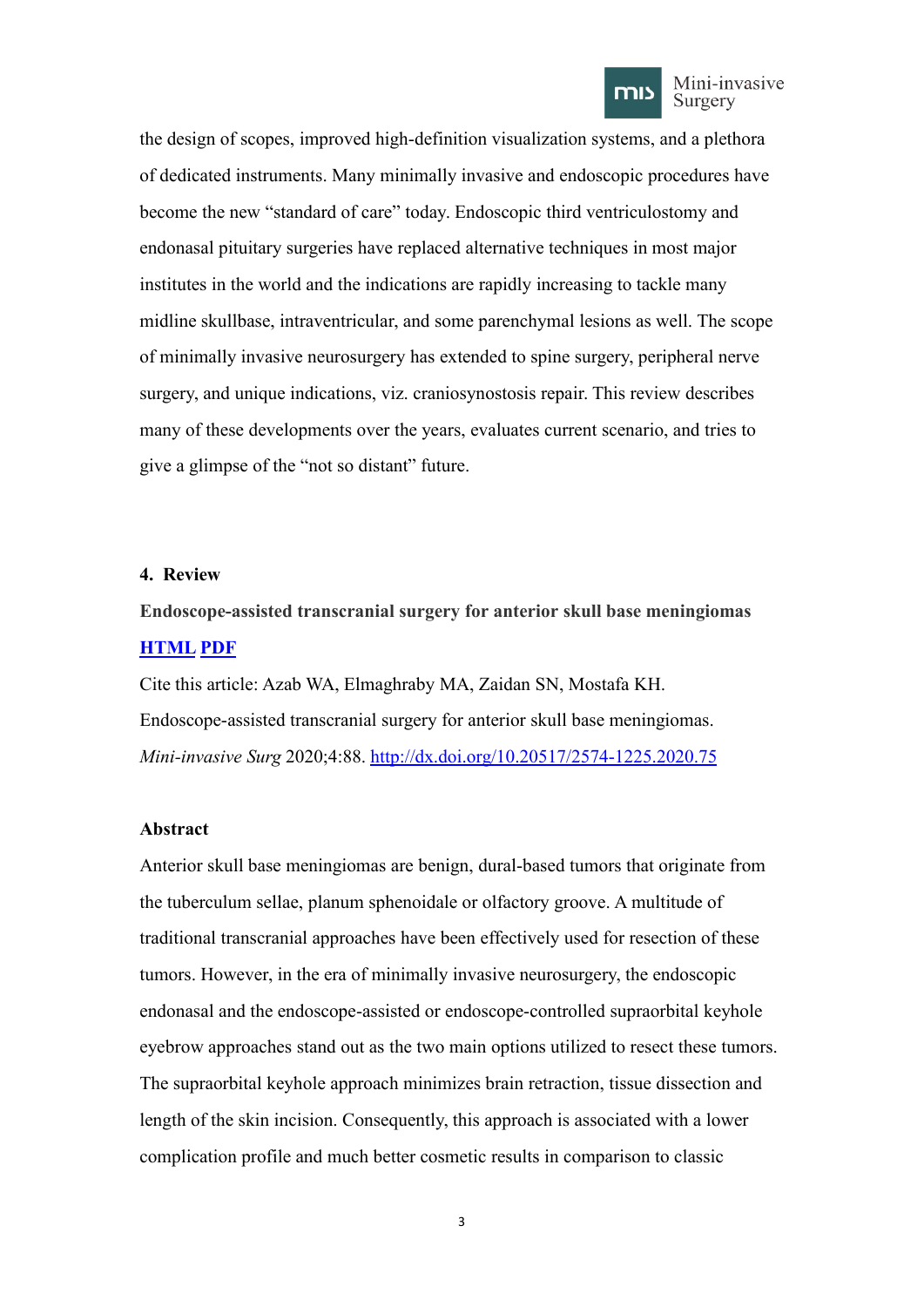the design of scopes, improved high-definition visualization systems, and a plethora of dedicated instruments. Many minimally invasive and endoscopic procedures have become the new "standard of care" today. Endoscopic third ventriculostomy and endonasal pituitary surgeries have replaced alternative techniques in most major institutes in the world and the indications are rapidly increasing to tackle many midline skullbase, intraventricular, and some parenchymal lesions as well. The scope of minimally invasive neurosurgery has extended to spine surgery, peripheral nerve surgery, and unique indications, viz. craniosynostosis repair. This review describes many of these developments over the years, evaluates current scenario, and tries to give a glimpse of the "not so distant" future.

## 4. Review

**Endoscope-assisted transcranial surgery for anterior skull base meningiomas**

[**HTML**]() [**PDF**]()

Cite this article: Azab WA, Elmaghraby MA, Zaidan SN, Mostafa KH. Endoscope-assisted transcranial surgery for anterior skull base meningiomas. *Mini-invasive Surg* 2020;4:88. [http://dx.doi.org/10.20517/2574-1225.2020.75](http://dx.doi.org/10.20517/2574-1225.2020.75)

**Abstract**

Anterior skull base meningiomas are benign, dural-based tumors that originate from the tuberculum sellae, planum sphenoidale or olfactory groove. A multitude of traditional transcranial approaches have been effectively used for resection of these tumors. However, in the era of minimally invasive neurosurgery, the endoscopic endonasal and the endoscope-assisted or endoscope-controlled supraorbital keyhole eyebrow approaches stand out as the two main options utilized to resect these tumors. The supraorbital keyhole approach minimizes brain retraction, tissue dissection and length of the skin incision. Consequently, this approach is associated with a lower complication profile and much better cosmetic results in comparison to classic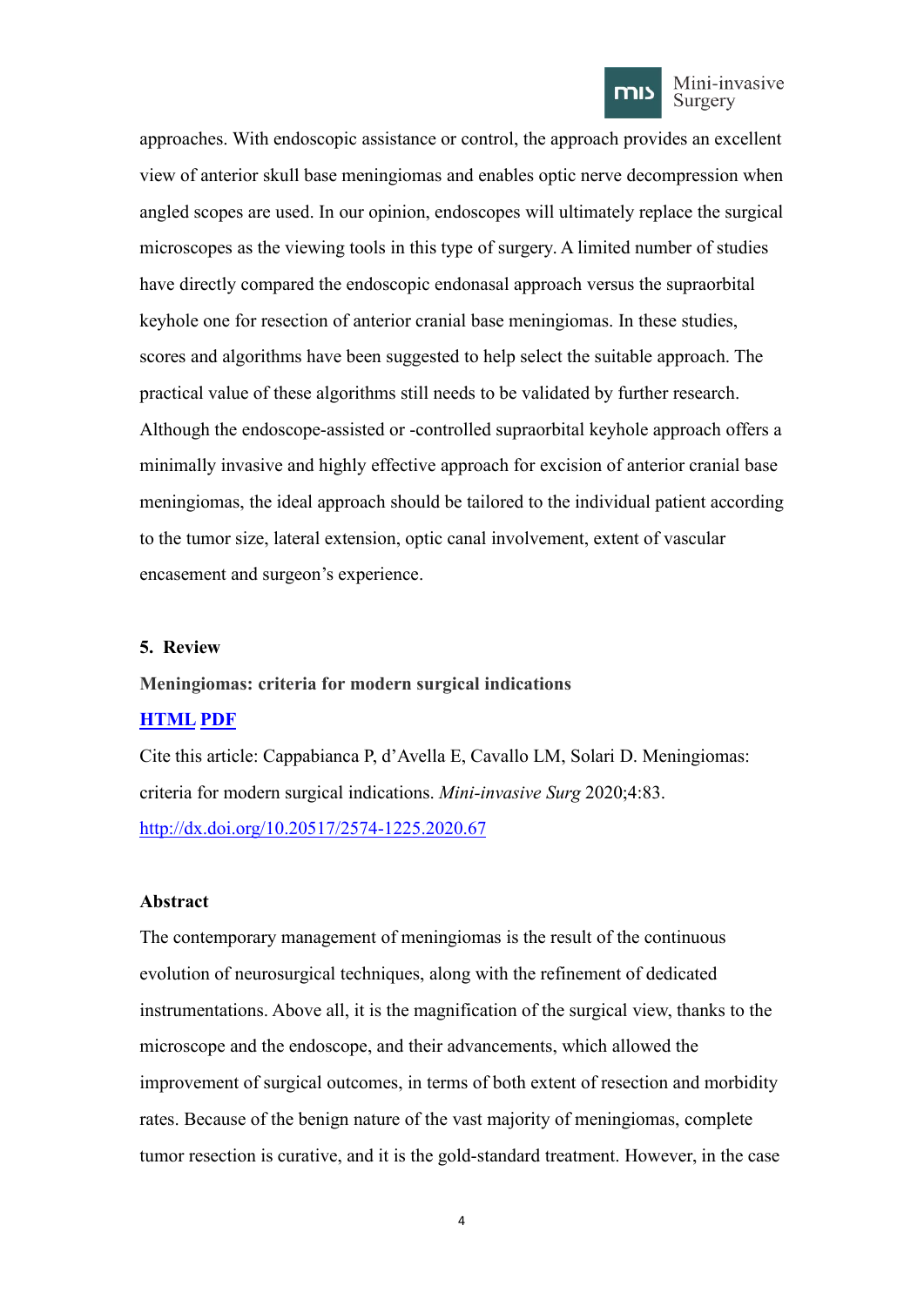approaches. With endoscopic assistance or control, the approach provides an excellent view of anterior skull base meningiomas and enables optic nerve decompression when angled scopes are used. In our opinion, endoscopes will ultimately replace the surgical microscopes as the viewing tools in this type of surgery. A limited number of studies have directly compared the endoscopic endonasal approach versus the supraorbital keyhole one for resection of anterior cranial base meningiomas. In these studies, scores and algorithms have been suggested to help select the suitable approach. The practical value of these algorithms still needs to be validated by further research. Although the endoscope-assisted or -controlled supraorbital keyhole approach offers a minimally invasive and highly effective approach for excision of anterior cranial base meningiomas, the ideal approach should be tailored to the individual patient according to the tumor size, lateral extension, optic canal involvement, extent of vascular encasement and surgeon's experience.

## 5. Review

**Meningiomas: criteria for modern surgical indications**

**HTML PDF**

Cite this article: Cappabianca P, d'Avella E, Cavallo LM, Solari D. Meningiomas: criteria for modern surgical indications. *Mini-invasive Surg* 2020;4:83. http://dx.doi.org/10.20517/2574-1225.2020.67

**Abstract**

The contemporary management of meningiomas is the result of the continuous evolution of neurosurgical techniques, along with the refinement of dedicated instrumentations. Above all, it is the magnification of the surgical view, thanks to the microscope and the endoscope, and their advancements, which allowed the improvement of surgical outcomes, in terms of both extent of resection and morbidity rates. Because of the benign nature of the vast majority of meningiomas, complete tumor resection is curative, and it is the gold-standard treatment. However, in the case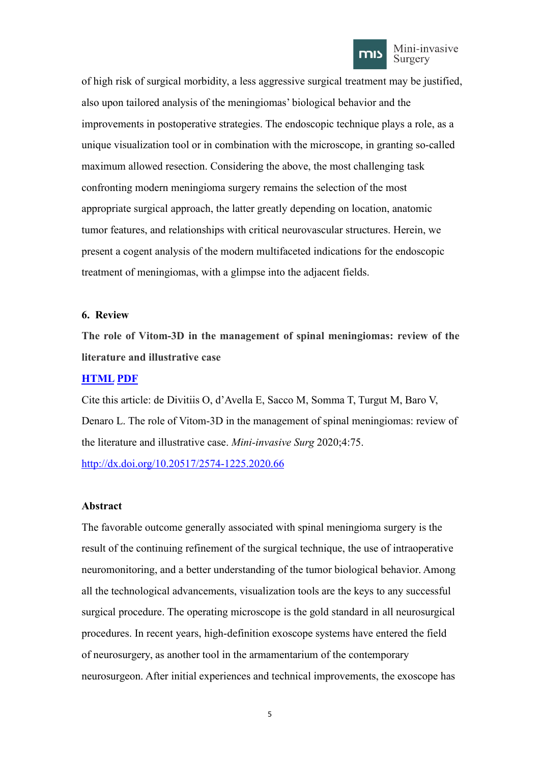of high risk of surgical morbidity, a less aggressive surgical treatment may be justified, also upon tailored analysis of the meningiomas' biological behavior and the improvements in postoperative strategies. The endoscopic technique plays a role, as a unique visualization tool or in combination with the microscope, in granting so-called maximum allowed resection. Considering the above, the most challenging task confronting modern meningioma surgery remains the selection of the most appropriate surgical approach, the latter greatly depending on location, anatomic tumor features, and relationships with critical neurovascular structures. Herein, we present a cogent analysis of the modern multifaceted indications for the endoscopic treatment of meningiomas, with a glimpse into the adjacent fields.

**6. Review**

**The role of Vitom-3D in the management of spinal meningiomas: review of the literature and illustrative case**

[**HTML**](#) [**PDF**](#)

Cite this article: de Divitiis O, d'Avella E, Sacco M, Somma T, Turgut M, Baro V, Denaro L. The role of Vitom-3D in the management of spinal meningiomas: review of the literature and illustrative case. *Mini-invasive Surg* 2020;4:75.

[http://dx.doi.org/10.20517/2574-1225.2020.66](http://dx.doi.org/10.20517/2574-1225.2020.66)

**Abstract**

The favorable outcome generally associated with spinal meningioma surgery is the result of the continuing refinement of the surgical technique, the use of intraoperative neuromonitoring, and a better understanding of the tumor biological behavior. Among all the technological advancements, visualization tools are the keys to any successful surgical procedure. The operating microscope is the gold standard in all neurosurgical procedures. In recent years, high-definition exoscope systems have entered the field of neurosurgery, as another tool in the armamentarium of the contemporary neurosurgeon. After initial experiences and technical improvements, the exoscope has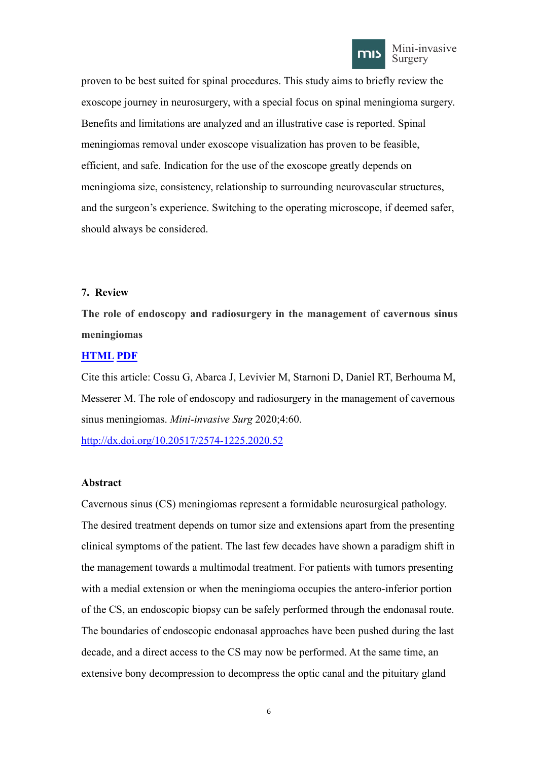proven to be best suited for spinal procedures. This study aims to briefly review the exoscope journey in neurosurgery, with a special focus on spinal meningioma surgery. Benefits and limitations are analyzed and an illustrative case is reported. Spinal meningiomas removal under exoscope visualization has proven to be feasible, efficient, and safe. Indication for the use of the exoscope greatly depends on meningioma size, consistency, relationship to surrounding neurovascular structures, and the surgeon's experience. Switching to the operating microscope, if deemed safer, should always be considered.

### 7. Review

**The role of endoscopy and radiosurgery in the management of cavernous sinus meningiomas**

[HTML](#) [PDF](#)

Cite this article: Cossu G, Abarca J, Levivier M, Starnoni D, Daniel RT, Berhouma M, Messerer M. The role of endoscopy and radiosurgery in the management of cavernous sinus meningiomas. *Mini-invasive Surg* 2020;4:60.

http://dx.doi.org/10.20517/2574-1225.2020.52

**Abstract**

Cavernous sinus (CS) meningiomas represent a formidable neurosurgical pathology. The desired treatment depends on tumor size and extensions apart from the presenting clinical symptoms of the patient. The last few decades have shown a paradigm shift in the management towards a multimodal treatment. For patients with tumors presenting with a medial extension or when the meningioma occupies the antero-inferior portion of the CS, an endoscopic biopsy can be safely performed through the endonasal route. The boundaries of endoscopic endonasal approaches have been pushed during the last decade, and a direct access to the CS may now be performed. At the same time, an extensive bony decompression to decompress the optic canal and the pituitary gland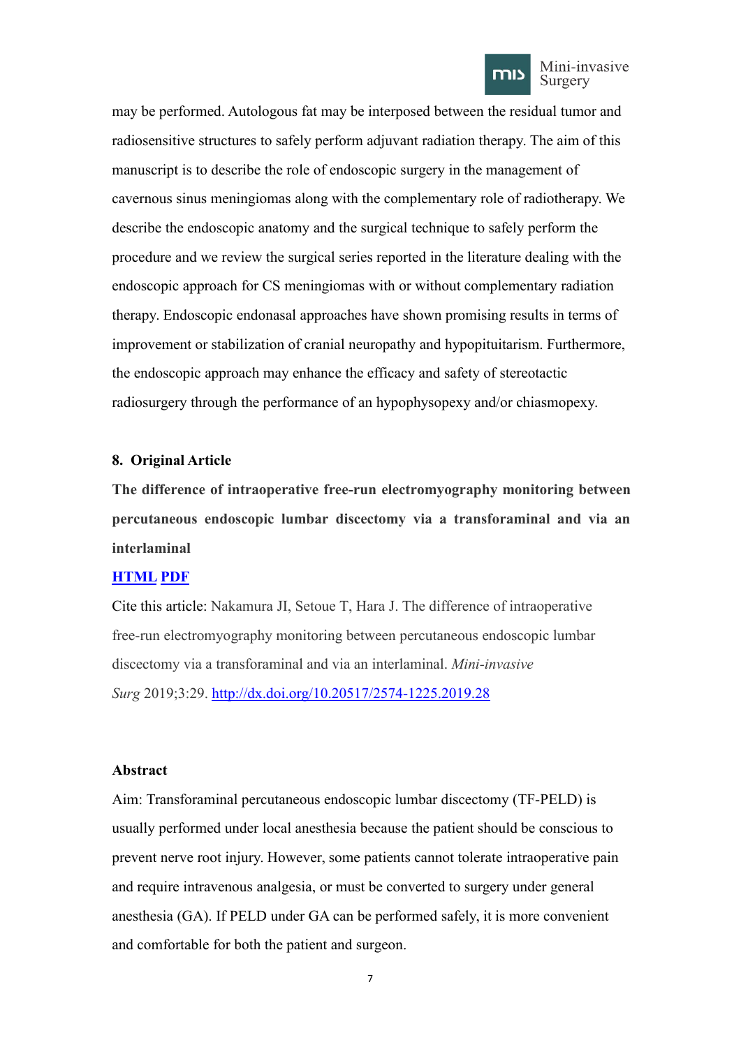may be performed. Autologous fat may be interposed between the residual tumor and radiosensitive structures to safely perform adjuvant radiation therapy. The aim of this manuscript is to describe the role of endoscopic surgery in the management of cavernous sinus meningiomas along with the complementary role of radiotherapy. We describe the endoscopic anatomy and the surgical technique to safely perform the procedure and we review the surgical series reported in the literature dealing with the endoscopic approach for CS meningiomas with or without complementary radiation therapy. Endoscopic endonasal approaches have shown promising results in terms of improvement or stabilization of cranial neuropathy and hypopituitarism. Furthermore, the endoscopic approach may enhance the efficacy and safety of stereotactic radiosurgery through the performance of an hypophysopexy and/or chiasmopexy.

#### 8. Original Article

**The difference of intraoperative free-run electromyography monitoring between percutaneous endoscopic lumbar discectomy via a transforaminal and via an interlaminal**

[HTML](#) [PDF](#)

Cite this article: Nakamura JI, Setoue T, Hara J. The difference of intraoperative free-run electromyography monitoring between percutaneous endoscopic lumbar discectomy via a transforaminal and via an interlaminal. *Mini-invasive Surg* 2019;3:29. http://dx.doi.org/10.20517/2574-1225.2019.28

#### Abstract

Aim: Transforaminal percutaneous endoscopic lumbar discectomy (TF-PELD) is usually performed under local anesthesia because the patient should be conscious to prevent nerve root injury. However, some patients cannot tolerate intraoperative pain and require intravenous analgesia, or must be converted to surgery under general anesthesia (GA). If PELD under GA can be performed safely, it is more convenient and comfortable for both the patient and surgeon.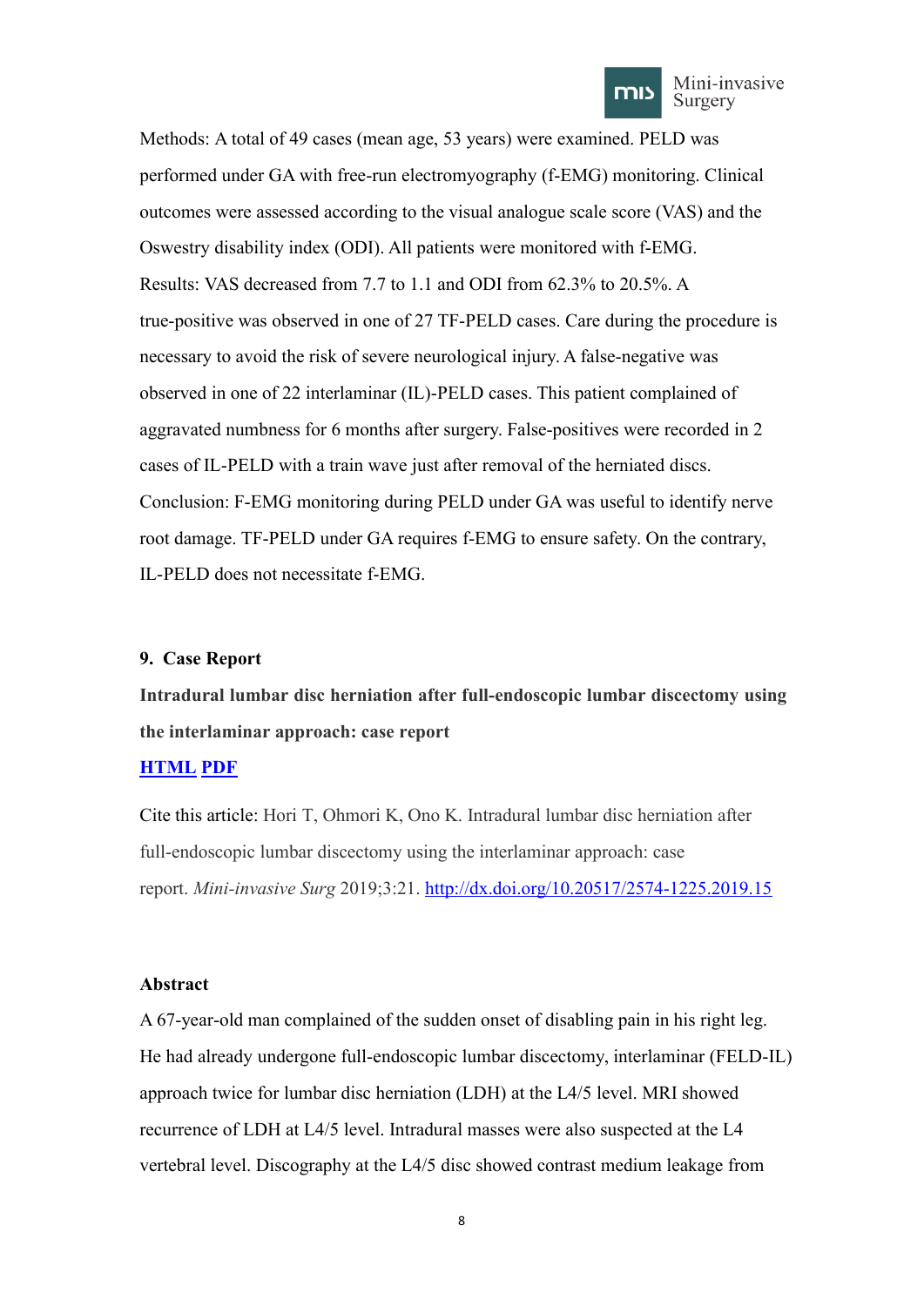Methods: A total of 49 cases (mean age, 53 years) were examined. PELD was performed under GA with free-run electromyography (f-EMG) monitoring. Clinical outcomes were assessed according to the visual analogue scale score (VAS) and the Oswestry disability index (ODI). All patients were monitored with f-EMG.

Results: VAS decreased from 7.7 to 1.1 and ODI from 62.3% to 20.5%. A true-positive was observed in one of 27 TF-PELD cases. Care during the procedure is necessary to avoid the risk of severe neurological injury. A false-negative was observed in one of 22 interlaminar (IL)-PELD cases. This patient complained of aggravated numbness for 6 months after surgery. False-positives were recorded in 2 cases of IL-PELD with a train wave just after removal of the herniated discs.

Conclusion: F-EMG monitoring during PELD under GA was useful to identify nerve root damage. TF-PELD under GA requires f-EMG to ensure safety. On the contrary, IL-PELD does not necessitate f-EMG.

## 9. Case Report

**Intradural lumbar disc herniation after full-endoscopic lumbar discectomy using the interlaminar approach: case report**

**HTML PDF**

Cite this article: Hori T, Ohmori K, Ono K. Intradural lumbar disc herniation after full-endoscopic lumbar discectomy using the interlaminar approach: case report. *Mini-invasive Surg* 2019;3:21. http://dx.doi.org/10.20517/2574-1225.2019.15

### Abstract

A 67-year-old man complained of the sudden onset of disabling pain in his right leg. He had already undergone full-endoscopic lumbar discectomy, interlaminar (FELD-IL) approach twice for lumbar disc herniation (LDH) at the L4/5 level. MRI showed recurrence of LDH at L4/5 level. Intradural masses were also suspected at the L4 vertebral level. Discography at the L4/5 disc showed contrast medium leakage from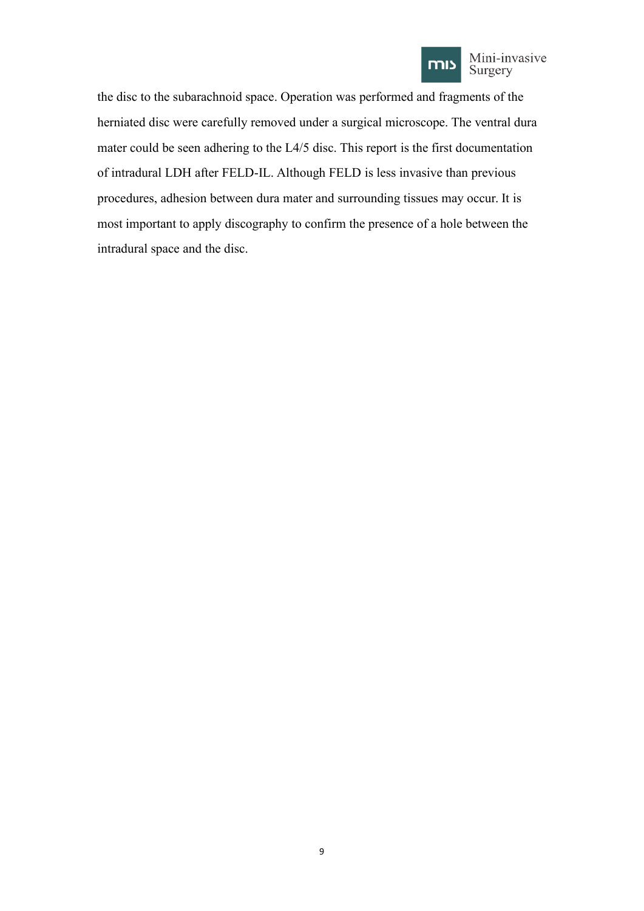the disc to the subarachnoid space. Operation was performed and fragments of the herniated disc were carefully removed under a surgical microscope. The ventral dura mater could be seen adhering to the L4/5 disc. This report is the first documentation of intradural LDH after FELD-IL. Although FELD is less invasive than previous procedures, adhesion between dura mater and surrounding tissues may occur. It is most important to apply discography to confirm the presence of a hole between the intradural space and the disc.